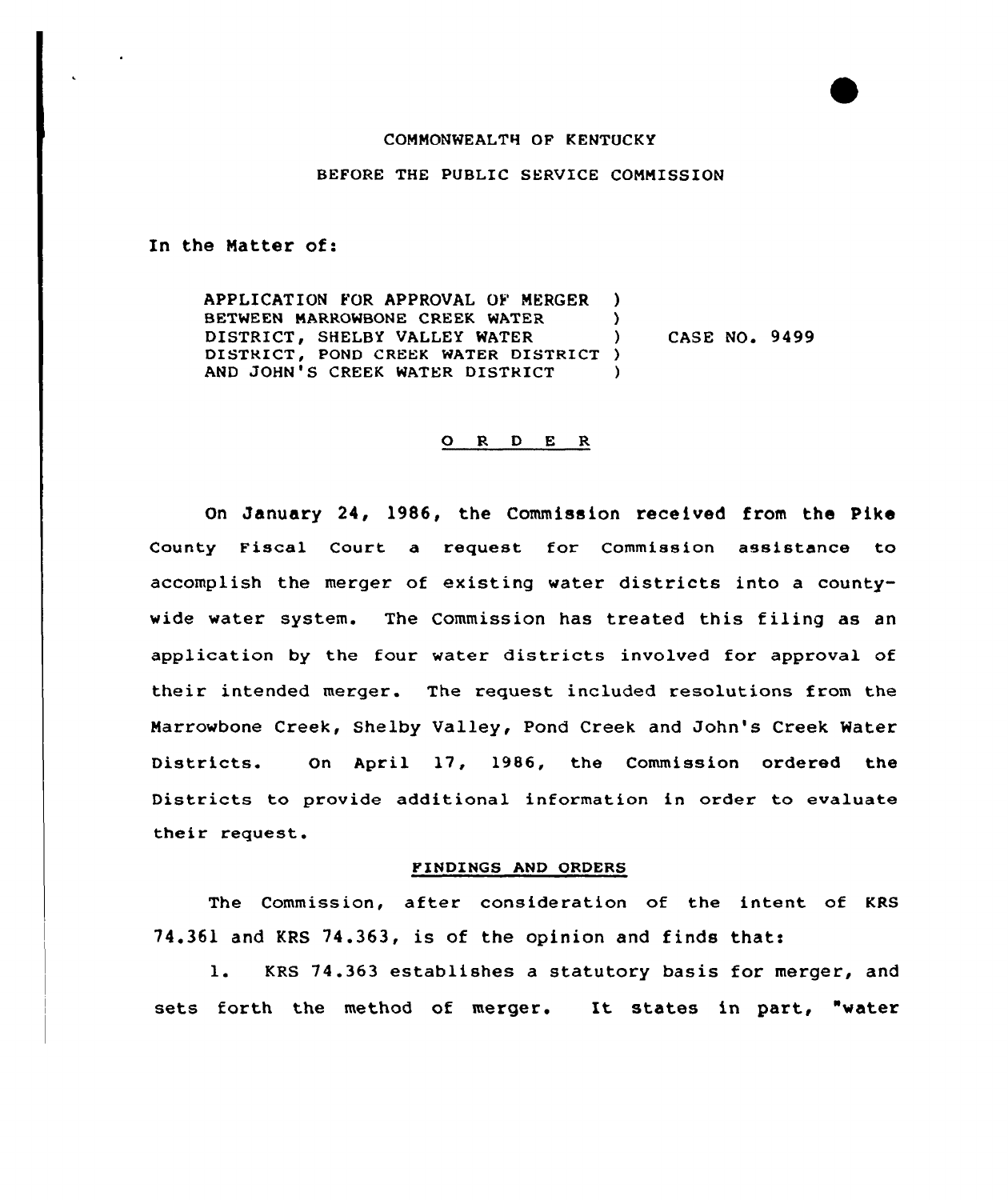COMMONWEALTH OF KENTUCKY

BEFORE THE PUBLIC SERVICE COMMISSION

In the Matter of:

| | | |
|---|---|---|
| APPLICATION FOR APPROVAL OF MERGER BETWEEN MARROWBONE CREEK WATER DISTRICT, SHELBY VALLEY WATER DISTRICT, POND CREEK WATER DISTRICT AND JOHN'S CREEK WATER DISTRICT | ) | CASE NO. 9499 |

O R D E R

On January 24, 1986, the Commission received from the Pike County Fiscal Court a request for Commission assistance to accomplish the merger of existing water districts into a countywide water system. The Commission has treated this filing as an application by the four water districts involved for approval of their intended merger. The request included resolutions from the Marrowbone Creek, Shelby Valley, Pond Creek and John's Creek Water Districts. On April 17, 1986, the Commission ordered the Districts to provide additional information in order to evaluate their request.

FINDINGS AND ORDERS

The Commission, after consideration of the intent of KRS 74.361 and KRS 74.363, is of the opinion and finds that:

1. KRS 74.363 establishes a statutory basis for merger, and sets forth the method of merger. It states in part, "water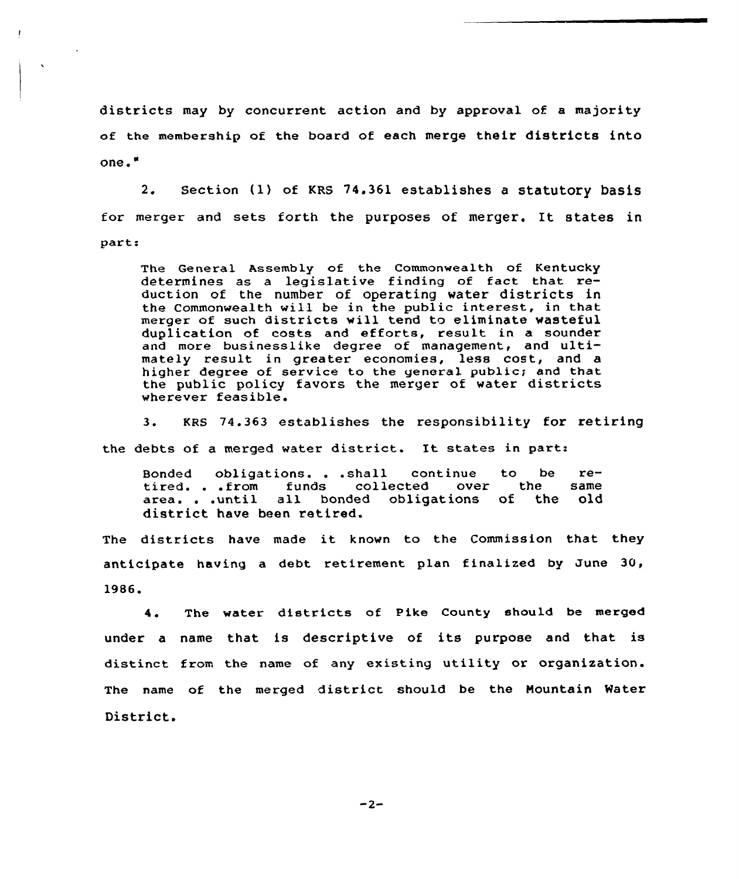districts may by concurrent action and by approval of a majority of the membership of the board of each merge their districts into one."

2. Section (1) of KRS 74.361 establishes a statutory basis for merger and sets forth the purposes of merger. It states in part:

> The General Assembly of the Commonwealth of Kentucky determines as a legislative finding of fact that reduction of the number of operating water districts in the Commonwealth will be in the public interest, in that merger of such districts will tend to eliminate wasteful duplication of costs and efforts, result in a sounder and more businesslike degree of management, and ultimately result in greater economies, less cost, and a higher degree of service to the general public; and that the public policy favors the merger of water districts wherever feasible.

3. KRS 74.363 establishes the responsibility for retiring the debts of a merged water district. It states in part:

> Bonded obligations. . .shall continue to be retired. . .from funds collected over the same area. . .until all bonded obligations of the old district have been retired.

The districts have made it known to the Commission that they anticipate having a debt retirement plan finalized by June 30, 1986.

4. The water districts of Pike County should be merged under a name that is descriptive of its purpose and that is distinct from the name of any existing utility or organization. The name of the merged district should be the Mountain Water District.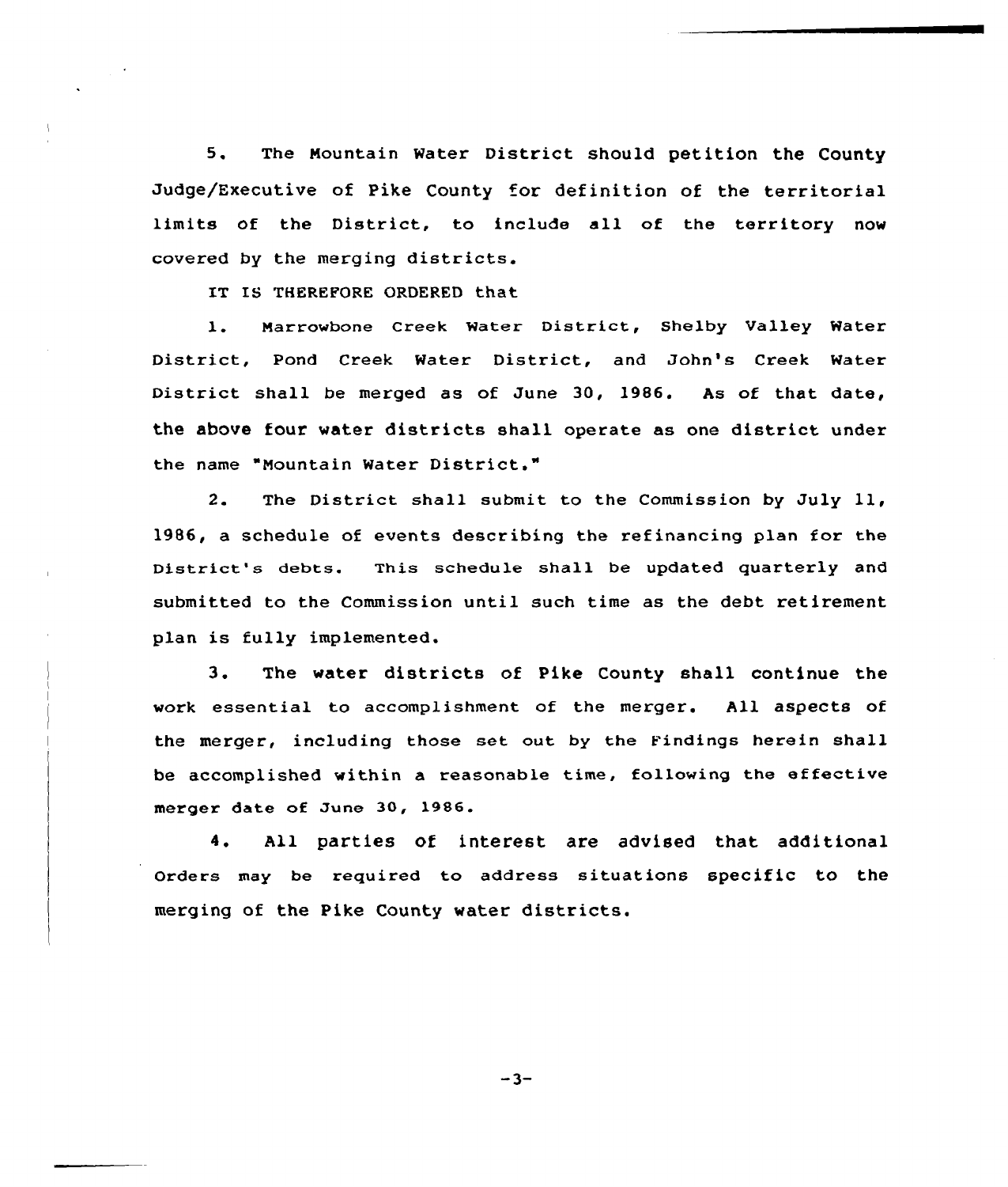5. The Mountain Water District should petition the County Judge/Executive of Pike County for definition of the territorial limits of the District, to include all of the territory now covered by the merging districts.

IT IS THEREFORE ORDERED that

1. Marrowbone Creek Water District, Shelby Valley Water District, Pond Creek Water District, and John's Creek Water District shall be merged as of June 30, 1986. As of that date, the above four water districts shall operate as one district under the name "Mountain Water District."

2. The District shall submit to the Commission by July 11, 1986, a schedule of events describing the refinancing plan for the District's debts. This schedule shall be updated quarterly and submitted to the Commission until such time as the debt retirement plan is fully implemented.

3. The water districts of Pike County shall continue the work essential to accomplishment of the merger. All aspects of the merger, including those set out by the Findings herein shall be accomplished within a reasonable time, following the effective merger date of June 30, 1986.

4. All parties of interest are advised that additional Orders may be required to address situations specific to the merging of the Pike County water districts.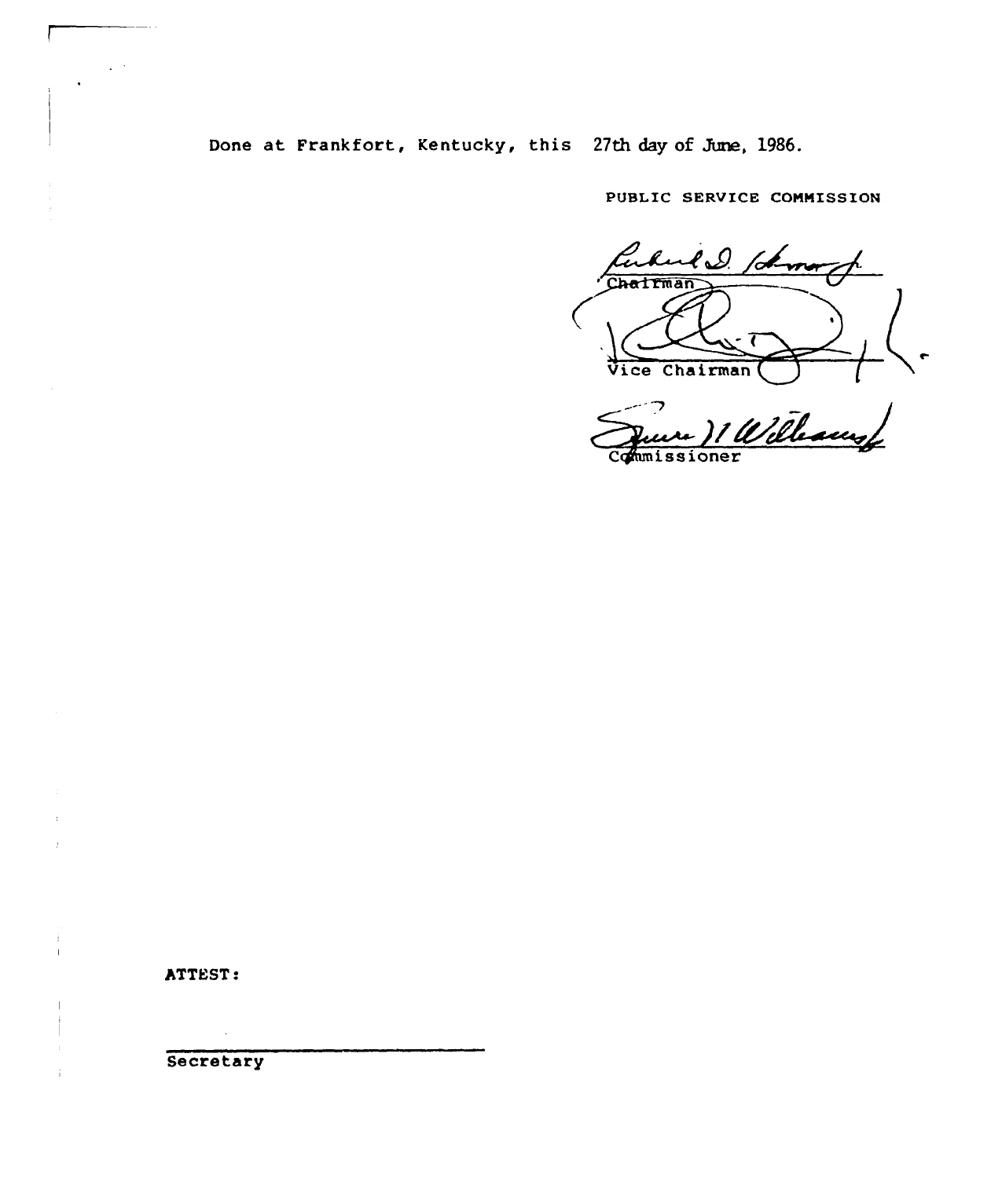Done at Frankfort, Kentucky, this 27th day of June, 1986.

PUBLIC SERVICE COMMISSION

Chairman

Vice Chairman

Commissioner

ATTEST:

Secretary